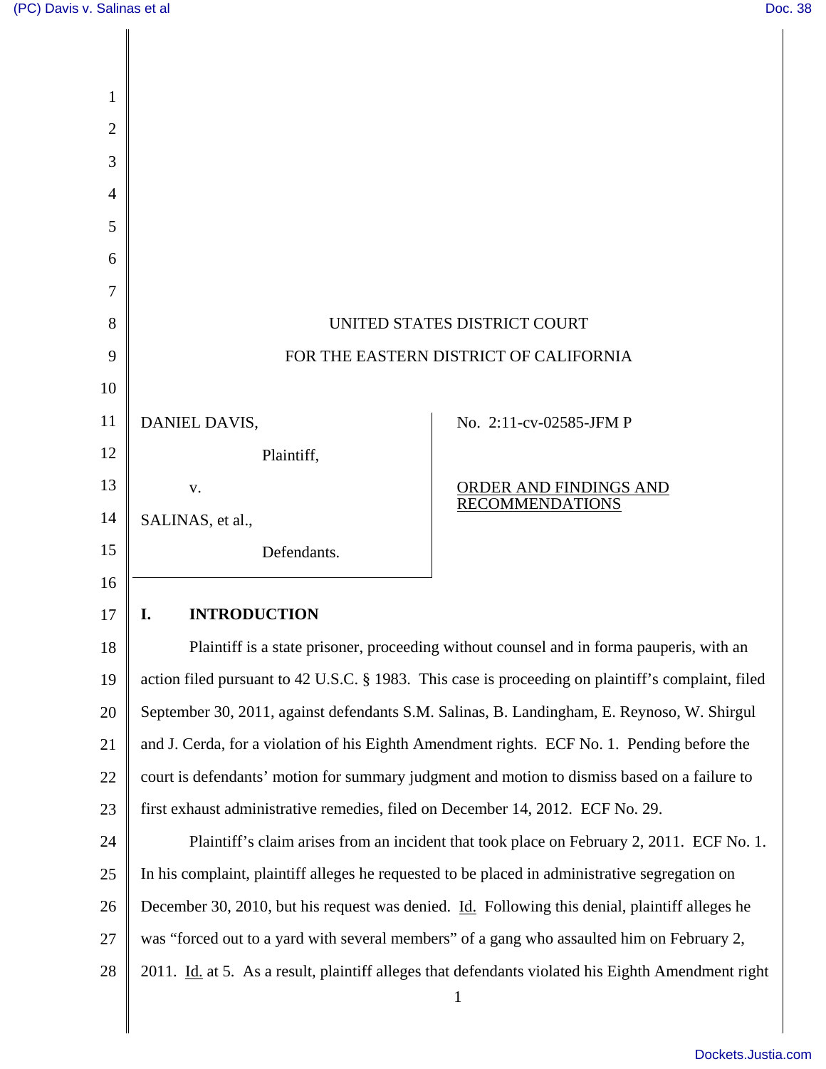UNITED STATES DISTRICT COURT

FOR THE EASTERN DISTRICT OF CALIFORNIA

DANIEL DAVIS,

Plaintiff,

v.

SALINAS, et al.,

Defendants.

No. 2:11-cv-02585-JFM P

ORDER AND FINDINGS AND RECOMMENDATIONS

## I. INTRODUCTION

Plaintiff is a state prisoner, proceeding without counsel and in forma pauperis, with an action filed pursuant to 42 U.S.C. § 1983. This case is proceeding on plaintiff's complaint, filed September 30, 2011, against defendants S.M. Salinas, B. Landingham, E. Reynoso, W. Shirgul and J. Cerda, for a violation of his Eighth Amendment rights. ECF No. 1. Pending before the court is defendants' motion for summary judgment and motion to dismiss based on a failure to first exhaust administrative remedies, filed on December 14, 2012. ECF No. 29.

Plaintiff's claim arises from an incident that took place on February 2, 2011. ECF No. 1. In his complaint, plaintiff alleges he requested to be placed in administrative segregation on December 30, 2010, but his request was denied. Id. Following this denial, plaintiff alleges he was "forced out to a yard with several members" of a gang who assaulted him on February 2, 2011. Id. at 5. As a result, plaintiff alleges that defendants violated his Eighth Amendment right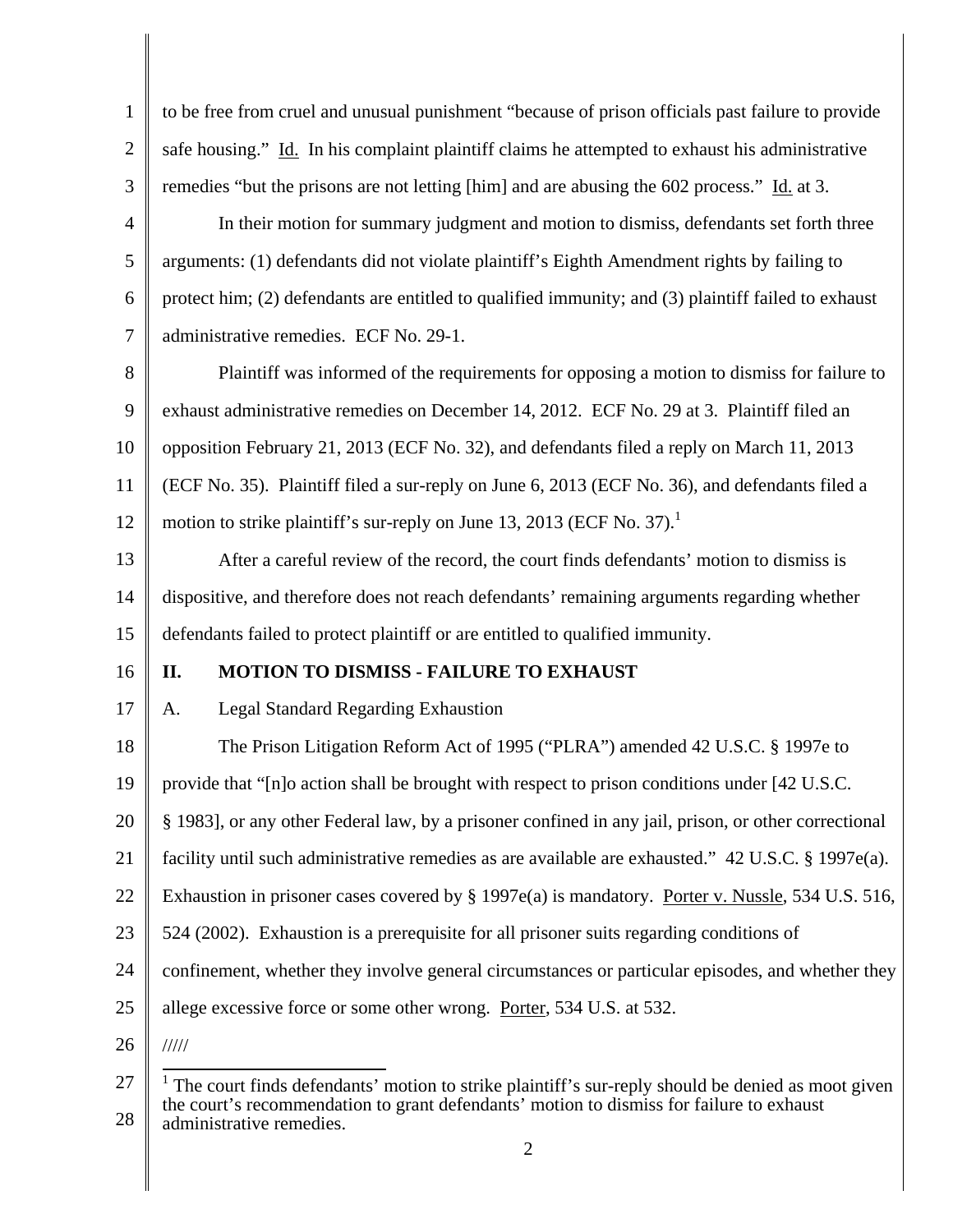to be free from cruel and unusual punishment "because of prison officials past failure to provide safe housing." Id. In his complaint plaintiff claims he attempted to exhaust his administrative remedies "but the prisons are not letting [him] and are abusing the 602 process." Id. at 3.

In their motion for summary judgment and motion to dismiss, defendants set forth three arguments: (1) defendants did not violate plaintiff's Eighth Amendment rights by failing to protect him; (2) defendants are entitled to qualified immunity; and (3) plaintiff failed to exhaust administrative remedies. ECF No. 29-1.

Plaintiff was informed of the requirements for opposing a motion to dismiss for failure to exhaust administrative remedies on December 14, 2012. ECF No. 29 at 3. Plaintiff filed an opposition February 21, 2013 (ECF No. 32), and defendants filed a reply on March 11, 2013 (ECF No. 35). Plaintiff filed a sur-reply on June 6, 2013 (ECF No. 36), and defendants filed a motion to strike plaintiff's sur-reply on June 13, 2013 (ECF No. 37).[1]

After a careful review of the record, the court finds defendants' motion to dismiss is dispositive, and therefore does not reach defendants' remaining arguments regarding whether defendants failed to protect plaintiff or are entitled to qualified immunity.

## II. MOTION TO DISMISS - FAILURE TO EXHAUST

### A. Legal Standard Regarding Exhaustion

The Prison Litigation Reform Act of 1995 ("PLRA") amended 42 U.S.C. § 1997e to provide that "[n]o action shall be brought with respect to prison conditions under [42 U.S.C. § 1983], or any other Federal law, by a prisoner confined in any jail, prison, or other correctional facility until such administrative remedies as are available are exhausted." 42 U.S.C. § 1997e(a). Exhaustion in prisoner cases covered by § 1997e(a) is mandatory. Porter v. Nussle, 534 U.S. 516, 524 (2002). Exhaustion is a prerequisite for all prisoner suits regarding conditions of confinement, whether they involve general circumstances or particular episodes, and whether they allege excessive force or some other wrong. Porter, 534 U.S. at 532.

/////

[1] The court finds defendants' motion to strike plaintiff's sur-reply should be denied as moot given the court's recommendation to grant defendants' motion to dismiss for failure to exhaust administrative remedies.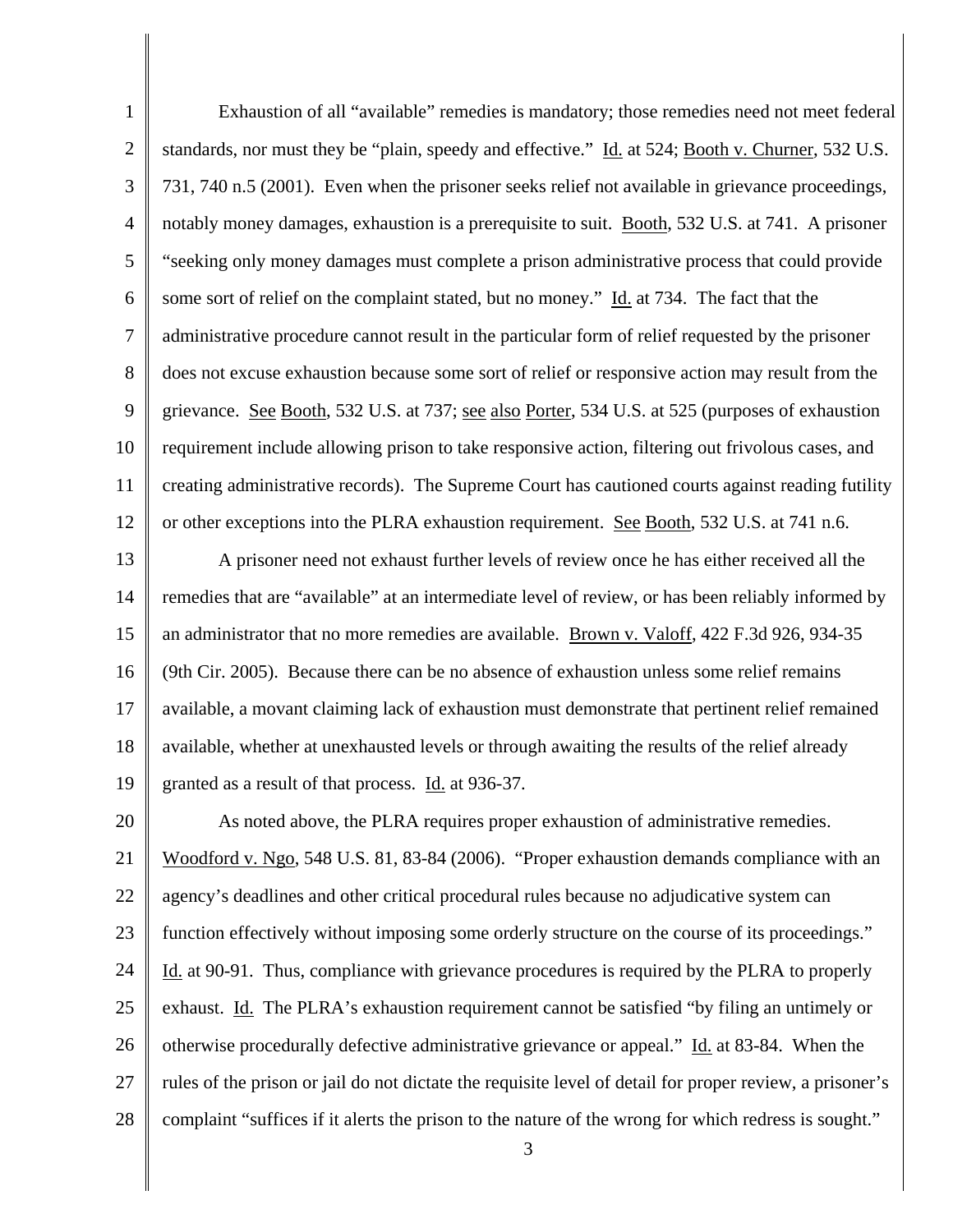Exhaustion of all "available" remedies is mandatory; those remedies need not meet federal standards, nor must they be "plain, speedy and effective." Id. at 524; Booth v. Churner, 532 U.S. 731, 740 n.5 (2001). Even when the prisoner seeks relief not available in grievance proceedings, notably money damages, exhaustion is a prerequisite to suit. Booth, 532 U.S. at 741. A prisoner "seeking only money damages must complete a prison administrative process that could provide some sort of relief on the complaint stated, but no money." Id. at 734. The fact that the administrative procedure cannot result in the particular form of relief requested by the prisoner does not excuse exhaustion because some sort of relief or responsive action may result from the grievance. See Booth, 532 U.S. at 737; see also Porter, 534 U.S. at 525 (purposes of exhaustion requirement include allowing prison to take responsive action, filtering out frivolous cases, and creating administrative records). The Supreme Court has cautioned courts against reading futility or other exceptions into the PLRA exhaustion requirement. See Booth, 532 U.S. at 741 n.6.

A prisoner need not exhaust further levels of review once he has either received all the remedies that are "available" at an intermediate level of review, or has been reliably informed by an administrator that no more remedies are available. Brown v. Valoff, 422 F.3d 926, 934-35 (9th Cir. 2005). Because there can be no absence of exhaustion unless some relief remains available, a movant claiming lack of exhaustion must demonstrate that pertinent relief remained available, whether at unexhausted levels or through awaiting the results of the relief already granted as a result of that process. Id. at 936-37.

As noted above, the PLRA requires proper exhaustion of administrative remedies. Woodford v. Ngo, 548 U.S. 81, 83-84 (2006). "Proper exhaustion demands compliance with an agency's deadlines and other critical procedural rules because no adjudicative system can function effectively without imposing some orderly structure on the course of its proceedings." Id. at 90-91. Thus, compliance with grievance procedures is required by the PLRA to properly exhaust. Id. The PLRA's exhaustion requirement cannot be satisfied "by filing an untimely or otherwise procedurally defective administrative grievance or appeal." Id. at 83-84. When the rules of the prison or jail do not dictate the requisite level of detail for proper review, a prisoner's complaint "suffices if it alerts the prison to the nature of the wrong for which redress is sought."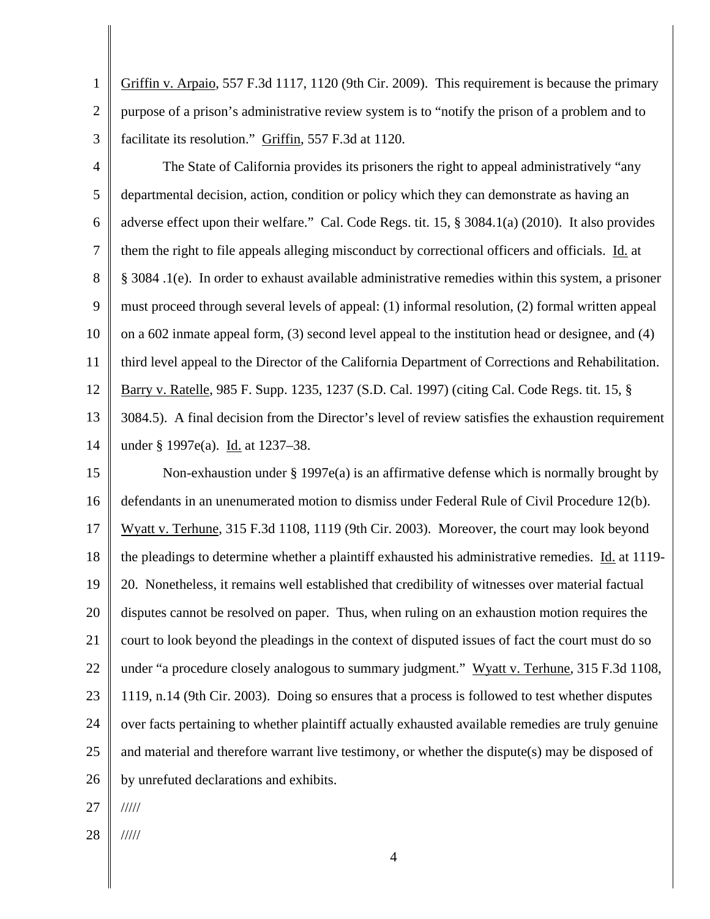Griffin v. Arpaio, 557 F.3d 1117, 1120 (9th Cir. 2009). This requirement is because the primary purpose of a prison's administrative review system is to "notify the prison of a problem and to facilitate its resolution." Griffin, 557 F.3d at 1120.

The State of California provides its prisoners the right to appeal administratively "any departmental decision, action, condition or policy which they can demonstrate as having an adverse effect upon their welfare." Cal. Code Regs. tit. 15, § 3084.1(a) (2010). It also provides them the right to file appeals alleging misconduct by correctional officers and officials. Id. at § 3084 .1(e). In order to exhaust available administrative remedies within this system, a prisoner must proceed through several levels of appeal: (1) informal resolution, (2) formal written appeal on a 602 inmate appeal form, (3) second level appeal to the institution head or designee, and (4) third level appeal to the Director of the California Department of Corrections and Rehabilitation. Barry v. Ratelle, 985 F. Supp. 1235, 1237 (S.D. Cal. 1997) (citing Cal. Code Regs. tit. 15, § 3084.5). A final decision from the Director's level of review satisfies the exhaustion requirement under § 1997e(a). Id. at 1237–38.

Non-exhaustion under § 1997e(a) is an affirmative defense which is normally brought by defendants in an unenumerated motion to dismiss under Federal Rule of Civil Procedure 12(b). Wyatt v. Terhune, 315 F.3d 1108, 1119 (9th Cir. 2003). Moreover, the court may look beyond the pleadings to determine whether a plaintiff exhausted his administrative remedies. Id. at 1119-20. Nonetheless, it remains well established that credibility of witnesses over material factual disputes cannot be resolved on paper. Thus, when ruling on an exhaustion motion requires the court to look beyond the pleadings in the context of disputed issues of fact the court must do so under "a procedure closely analogous to summary judgment." Wyatt v. Terhune, 315 F.3d 1108, 1119, n.14 (9th Cir. 2003). Doing so ensures that a process is followed to test whether disputes over facts pertaining to whether plaintiff actually exhausted available remedies are truly genuine and material and therefore warrant live testimony, or whether the dispute(s) may be disposed of by unrefuted declarations and exhibits.

/////

/////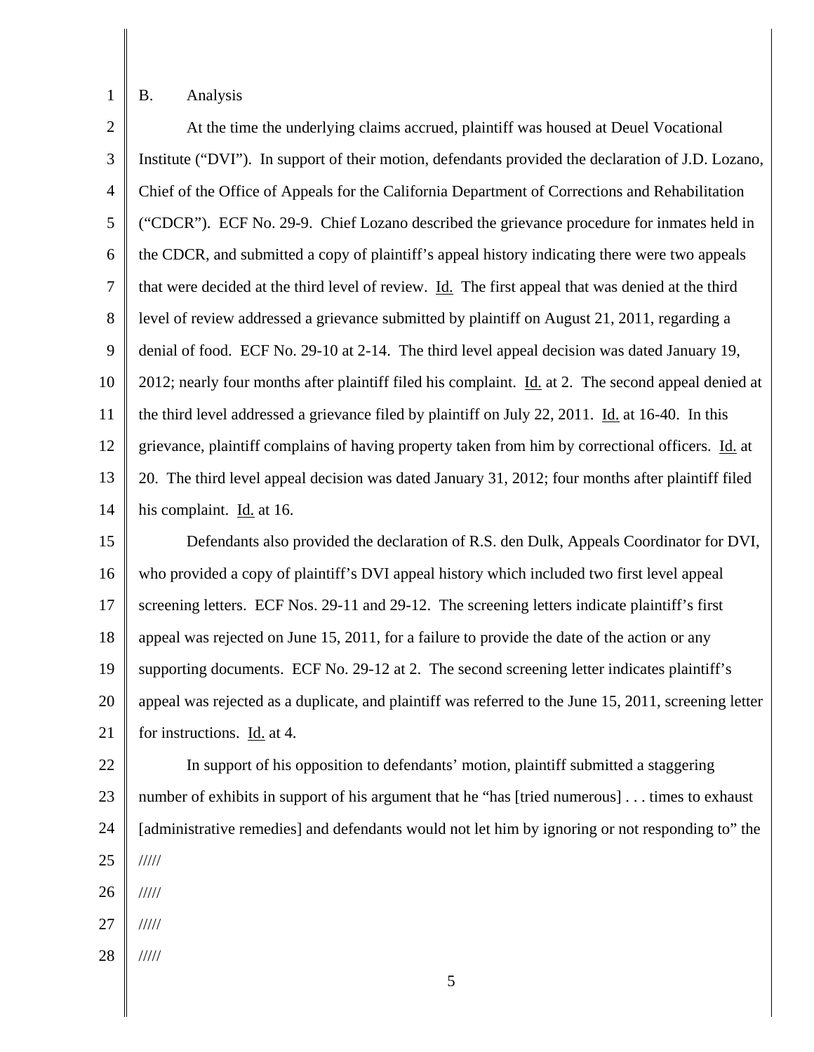B. Analysis

At the time the underlying claims accrued, plaintiff was housed at Deuel Vocational Institute ("DVI"). In support of their motion, defendants provided the declaration of J.D. Lozano, Chief of the Office of Appeals for the California Department of Corrections and Rehabilitation ("CDCR"). ECF No. 29-9. Chief Lozano described the grievance procedure for inmates held in the CDCR, and submitted a copy of plaintiff's appeal history indicating there were two appeals that were decided at the third level of review. Id. The first appeal that was denied at the third level of review addressed a grievance submitted by plaintiff on August 21, 2011, regarding a denial of food. ECF No. 29-10 at 2-14. The third level appeal decision was dated January 19, 2012; nearly four months after plaintiff filed his complaint. Id. at 2. The second appeal denied at the third level addressed a grievance filed by plaintiff on July 22, 2011. Id. at 16-40. In this grievance, plaintiff complains of having property taken from him by correctional officers. Id. at 20. The third level appeal decision was dated January 31, 2012; four months after plaintiff filed his complaint. Id. at 16.

Defendants also provided the declaration of R.S. den Dulk, Appeals Coordinator for DVI, who provided a copy of plaintiff's DVI appeal history which included two first level appeal screening letters. ECF Nos. 29-11 and 29-12. The screening letters indicate plaintiff's first appeal was rejected on June 15, 2011, for a failure to provide the date of the action or any supporting documents. ECF No. 29-12 at 2. The second screening letter indicates plaintiff's appeal was rejected as a duplicate, and plaintiff was referred to the June 15, 2011, screening letter for instructions. Id. at 4.

In support of his opposition to defendants' motion, plaintiff submitted a staggering number of exhibits in support of his argument that he "has [tried numerous] . . . times to exhaust [administrative remedies] and defendants would not let him by ignoring or not responding to" the

/////

/////

/////

/////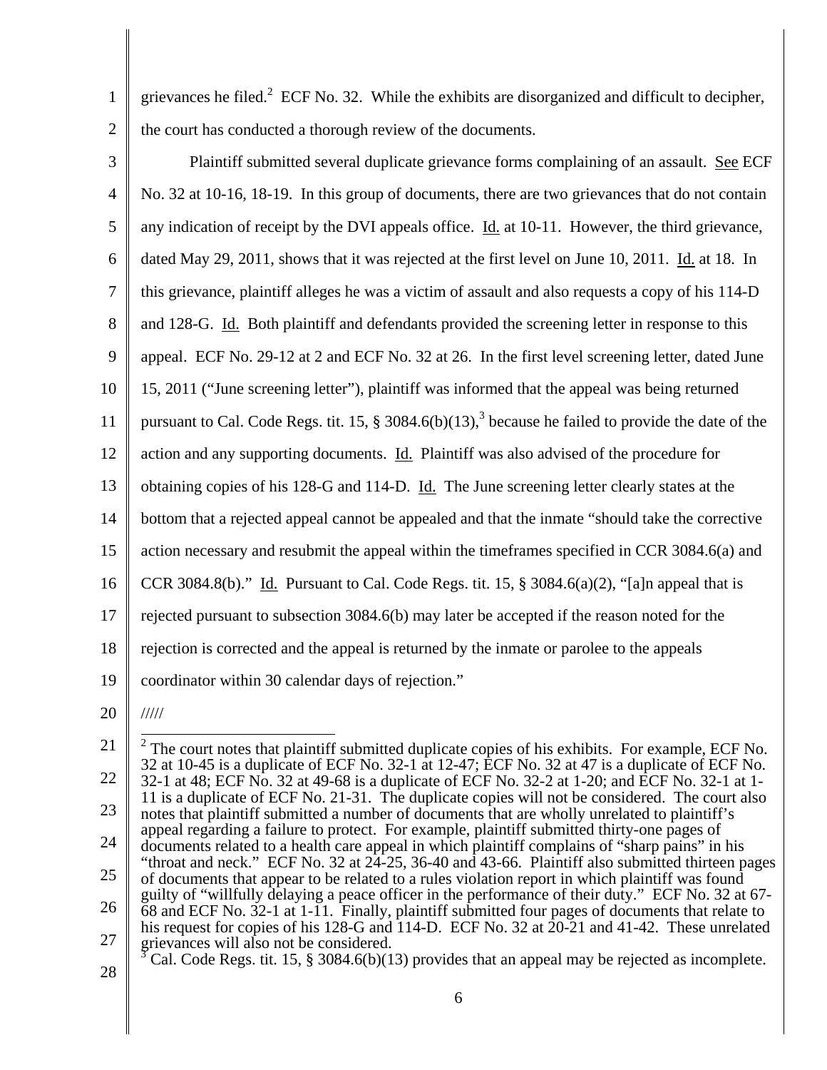grievances he filed.[2] ECF No. 32. While the exhibits are disorganized and difficult to decipher, the court has conducted a thorough review of the documents.

Plaintiff submitted several duplicate grievance forms complaining of an assault. See ECF No. 32 at 10-16, 18-19. In this group of documents, there are two grievances that do not contain any indication of receipt by the DVI appeals office. Id. at 10-11. However, the third grievance, dated May 29, 2011, shows that it was rejected at the first level on June 10, 2011. Id. at 18. In this grievance, plaintiff alleges he was a victim of assault and also requests a copy of his 114-D and 128-G. Id. Both plaintiff and defendants provided the screening letter in response to this appeal. ECF No. 29-12 at 2 and ECF No. 32 at 26. In the first level screening letter, dated June 15, 2011 ("June screening letter"), plaintiff was informed that the appeal was being returned pursuant to Cal. Code Regs. tit. 15, § 3084.6(b)(13),[3] because he failed to provide the date of the action and any supporting documents. Id. Plaintiff was also advised of the procedure for obtaining copies of his 128-G and 114-D. Id. The June screening letter clearly states at the bottom that a rejected appeal cannot be appealed and that the inmate "should take the corrective action necessary and resubmit the appeal within the timeframes specified in CCR 3084.6(a) and CCR 3084.8(b)." Id. Pursuant to Cal. Code Regs. tit. 15, § 3084.6(a)(2), "[a]n appeal that is rejected pursuant to subsection 3084.6(b) may later be accepted if the reason noted for the rejection is corrected and the appeal is returned by the inmate or parolee to the appeals coordinator within 30 calendar days of rejection."

/////

---

[2] The court notes that plaintiff submitted duplicate copies of his exhibits. For example, ECF No. 32 at 10-45 is a duplicate of ECF No. 32-1 at 12-47; ECF No. 32 at 47 is a duplicate of ECF No. 32-1 at 48; ECF No. 32 at 49-68 is a duplicate of ECF No. 32-2 at 1-20; and ECF No. 32-1 at 1-11 is a duplicate of ECF No. 21-31. The duplicate copies will not be considered. The court also notes that plaintiff submitted a number of documents that are wholly unrelated to plaintiff's appeal regarding a failure to protect. For example, plaintiff submitted thirty-one pages of documents related to a health care appeal in which plaintiff complains of "sharp pains" in his "throat and neck." ECF No. 32 at 24-25, 36-40 and 43-66. Plaintiff also submitted thirteen pages of documents that appear to be related to a rules violation report in which plaintiff was found guilty of "willfully delaying a peace officer in the performance of their duty." ECF No. 32 at 67-68 and ECF No. 32-1 at 1-11. Finally, plaintiff submitted four pages of documents that relate to his request for copies of his 128-G and 114-D. ECF No. 32 at 20-21 and 41-42. These unrelated grievances will also not be considered.

[3] Cal. Code Regs. tit. 15, § 3084.6(b)(13) provides that an appeal may be rejected as incomplete.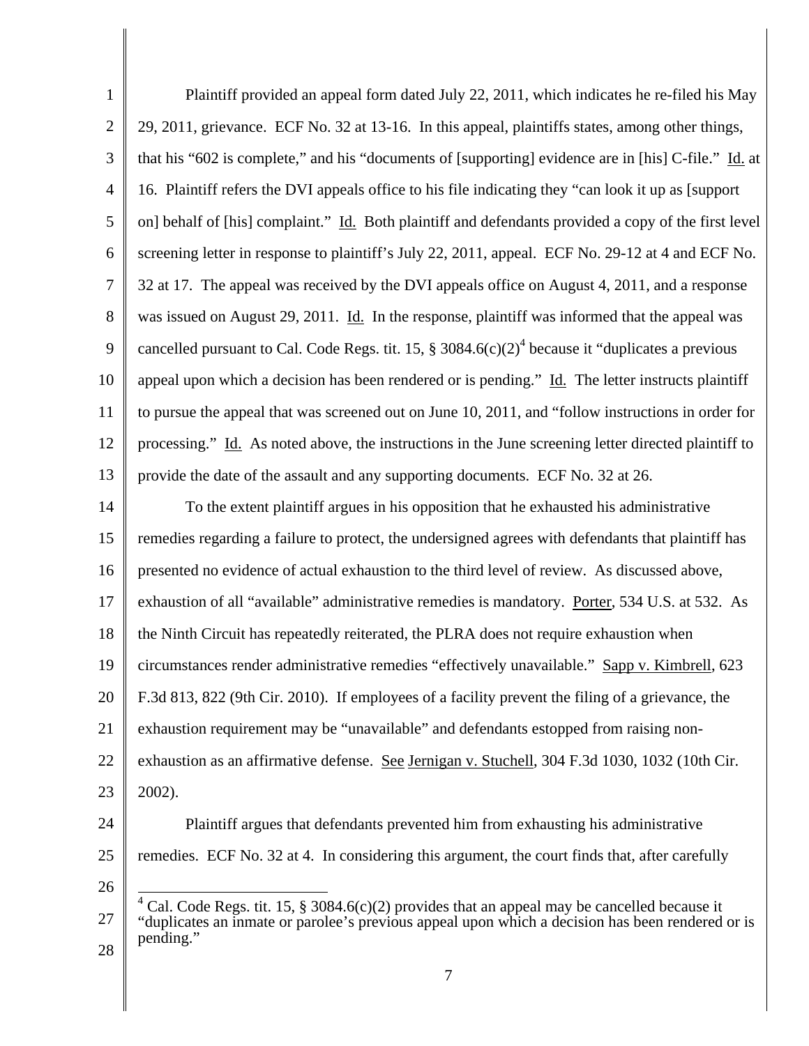Plaintiff provided an appeal form dated July 22, 2011, which indicates he re-filed his May 29, 2011, grievance. ECF No. 32 at 13-16. In this appeal, plaintiffs states, among other things, that his "602 is complete," and his "documents of [supporting] evidence are in [his] C-file." Id. at 16. Plaintiff refers the DVI appeals office to his file indicating they "can look it up as [support on] behalf of [his] complaint." Id. Both plaintiff and defendants provided a copy of the first level screening letter in response to plaintiff's July 22, 2011, appeal. ECF No. 29-12 at 4 and ECF No. 32 at 17. The appeal was received by the DVI appeals office on August 4, 2011, and a response was issued on August 29, 2011. Id. In the response, plaintiff was informed that the appeal was cancelled pursuant to Cal. Code Regs. tit. 15, § 3084.6(c)(2)[4] because it "duplicates a previous appeal upon which a decision has been rendered or is pending." Id. The letter instructs plaintiff to pursue the appeal that was screened out on June 10, 2011, and "follow instructions in order for processing." Id. As noted above, the instructions in the June screening letter directed plaintiff to provide the date of the assault and any supporting documents. ECF No. 32 at 26.

To the extent plaintiff argues in his opposition that he exhausted his administrative remedies regarding a failure to protect, the undersigned agrees with defendants that plaintiff has presented no evidence of actual exhaustion to the third level of review. As discussed above, exhaustion of all "available" administrative remedies is mandatory. Porter, 534 U.S. at 532. As the Ninth Circuit has repeatedly reiterated, the PLRA does not require exhaustion when circumstances render administrative remedies "effectively unavailable." Sapp v. Kimbrell, 623 F.3d 813, 822 (9th Cir. 2010). If employees of a facility prevent the filing of a grievance, the exhaustion requirement may be "unavailable" and defendants estopped from raising non-exhaustion as an affirmative defense. See Jernigan v. Stuchell, 304 F.3d 1030, 1032 (10th Cir. 2002).

Plaintiff argues that defendants prevented him from exhausting his administrative remedies. ECF No. 32 at 4. In considering this argument, the court finds that, after carefully

---

[4] Cal. Code Regs. tit. 15, § 3084.6(c)(2) provides that an appeal may be cancelled because it "duplicates an inmate or parolee's previous appeal upon which a decision has been rendered or is pending."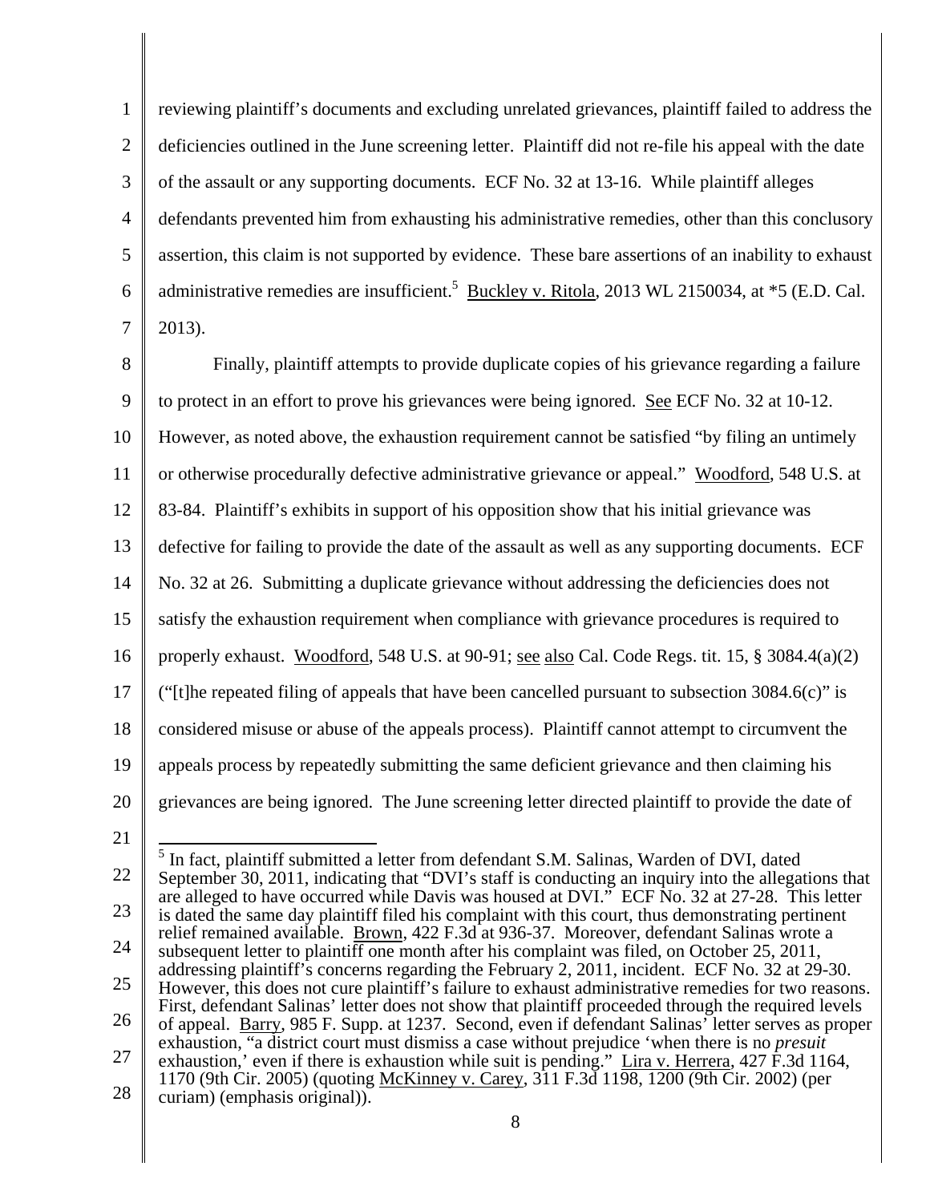reviewing plaintiff's documents and excluding unrelated grievances, plaintiff failed to address the deficiencies outlined in the June screening letter. Plaintiff did not re-file his appeal with the date of the assault or any supporting documents. ECF No. 32 at 13-16. While plaintiff alleges defendants prevented him from exhausting his administrative remedies, other than this conclusory assertion, this claim is not supported by evidence. These bare assertions of an inability to exhaust administrative remedies are insufficient.[5] Buckley v. Ritola, 2013 WL 2150034, at *5 (E.D. Cal. 2013).

Finally, plaintiff attempts to provide duplicate copies of his grievance regarding a failure to protect in an effort to prove his grievances were being ignored. See ECF No. 32 at 10-12. However, as noted above, the exhaustion requirement cannot be satisfied "by filing an untimely or otherwise procedurally defective administrative grievance or appeal." Woodford, 548 U.S. at 83-84. Plaintiff's exhibits in support of his opposition show that his initial grievance was defective for failing to provide the date of the assault as well as any supporting documents. ECF No. 32 at 26. Submitting a duplicate grievance without addressing the deficiencies does not satisfy the exhaustion requirement when compliance with grievance procedures is required to properly exhaust. Woodford, 548 U.S. at 90-91; see also Cal. Code Regs. tit. 15, § 3084.4(a)(2) ("[t]he repeated filing of appeals that have been cancelled pursuant to subsection 3084.6(c)" is considered misuse or abuse of the appeals process). Plaintiff cannot attempt to circumvent the appeals process by repeatedly submitting the same deficient grievance and then claiming his grievances are being ignored. The June screening letter directed plaintiff to provide the date of

---

[5] In fact, plaintiff submitted a letter from defendant S.M. Salinas, Warden of DVI, dated September 30, 2011, indicating that "DVI's staff is conducting an inquiry into the allegations that are alleged to have occurred while Davis was housed at DVI." ECF No. 32 at 27-28. This letter is dated the same day plaintiff filed his complaint with this court, thus demonstrating pertinent relief remained available. Brown, 422 F.3d at 936-37. Moreover, defendant Salinas wrote a subsequent letter to plaintiff one month after his complaint was filed, on October 25, 2011, addressing plaintiff's concerns regarding the February 2, 2011, incident. ECF No. 32 at 29-30. However, this does not cure plaintiff's failure to exhaust administrative remedies for two reasons. First, defendant Salinas' letter does not show that plaintiff proceeded through the required levels of appeal. Barry, 985 F. Supp. at 1237. Second, even if defendant Salinas' letter serves as proper exhaustion, "a district court must dismiss a case without prejudice 'when there is no *presuit* exhaustion,' even if there is exhaustion while suit is pending." Lira v. Herrera, 427 F.3d 1164, 1170 (9th Cir. 2005) (quoting McKinney v. Carey, 311 F.3d 1198, 1200 (9th Cir. 2002) (per curiam) (emphasis original)).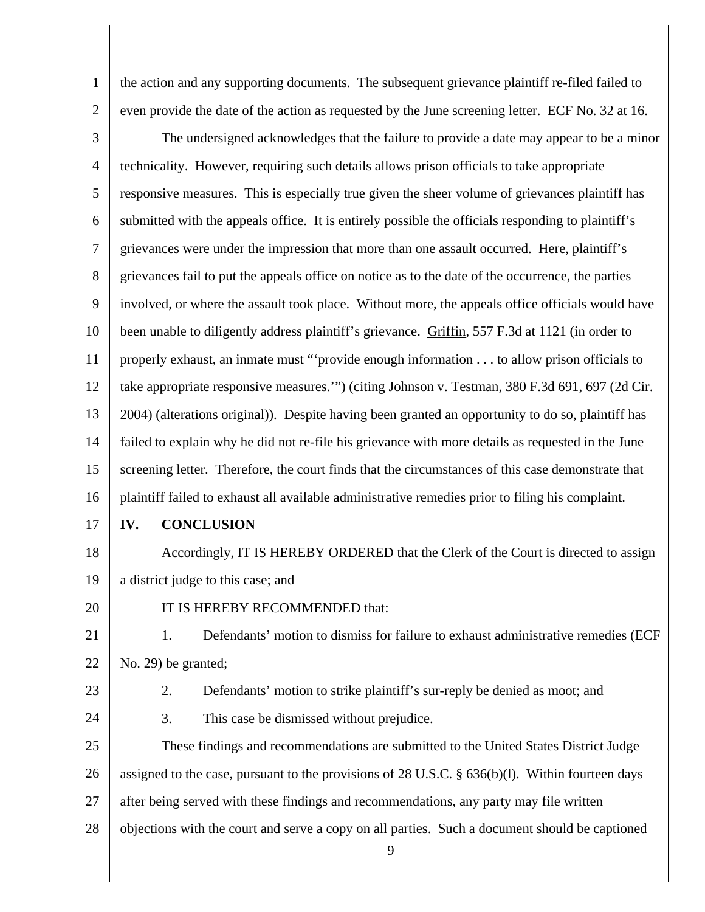the action and any supporting documents. The subsequent grievance plaintiff re-filed failed to even provide the date of the action as requested by the June screening letter. ECF No. 32 at 16.

The undersigned acknowledges that the failure to provide a date may appear to be a minor technicality. However, requiring such details allows prison officials to take appropriate responsive measures. This is especially true given the sheer volume of grievances plaintiff has submitted with the appeals office. It is entirely possible the officials responding to plaintiff's grievances were under the impression that more than one assault occurred. Here, plaintiff's grievances fail to put the appeals office on notice as to the date of the occurrence, the parties involved, or where the assault took place. Without more, the appeals office officials would have been unable to diligently address plaintiff's grievance. Griffin, 557 F.3d at 1121 (in order to properly exhaust, an inmate must "'provide enough information . . . to allow prison officials to take appropriate responsive measures.'") (citing Johnson v. Testman, 380 F.3d 691, 697 (2d Cir. 2004) (alterations original)). Despite having been granted an opportunity to do so, plaintiff has failed to explain why he did not re-file his grievance with more details as requested in the June screening letter. Therefore, the court finds that the circumstances of this case demonstrate that plaintiff failed to exhaust all available administrative remedies prior to filing his complaint.

## IV. CONCLUSION

Accordingly, IT IS HEREBY ORDERED that the Clerk of the Court is directed to assign a district judge to this case; and

IT IS HEREBY RECOMMENDED that:

1. Defendants' motion to dismiss for failure to exhaust administrative remedies (ECF No. 29) be granted;

2. Defendants' motion to strike plaintiff's sur-reply be denied as moot; and

3. This case be dismissed without prejudice.

These findings and recommendations are submitted to the United States District Judge assigned to the case, pursuant to the provisions of 28 U.S.C. § 636(b)(l). Within fourteen days after being served with these findings and recommendations, any party may file written objections with the court and serve a copy on all parties. Such a document should be captioned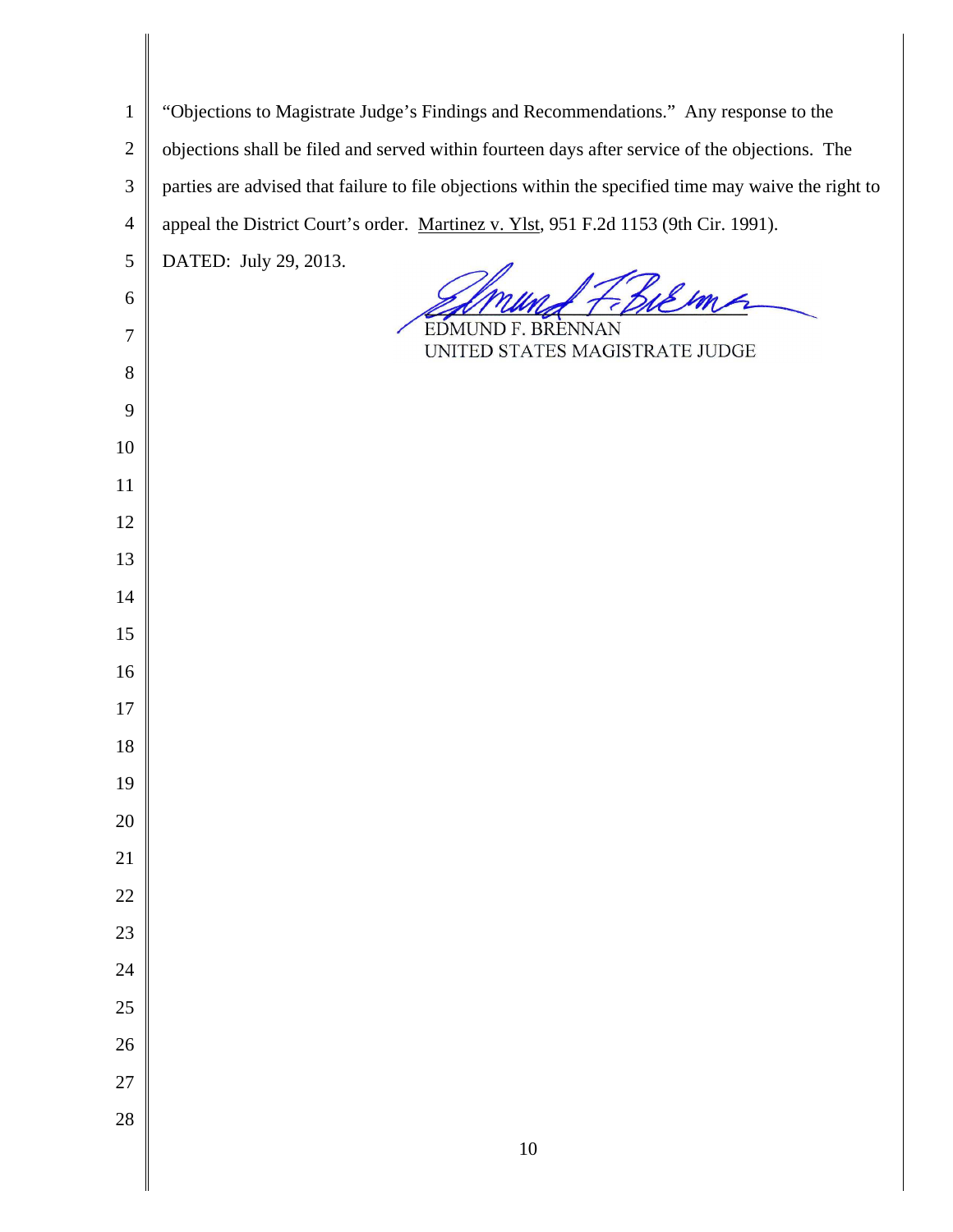"Objections to Magistrate Judge's Findings and Recommendations." Any response to the objections shall be filed and served within fourteen days after service of the objections. The parties are advised that failure to file objections within the specified time may waive the right to appeal the District Court's order. Martinez v. Ylst, 951 F.2d 1153 (9th Cir. 1991).

DATED: July 29, 2013.

EDMUND F. BRENNAN
UNITED STATES MAGISTRATE JUDGE